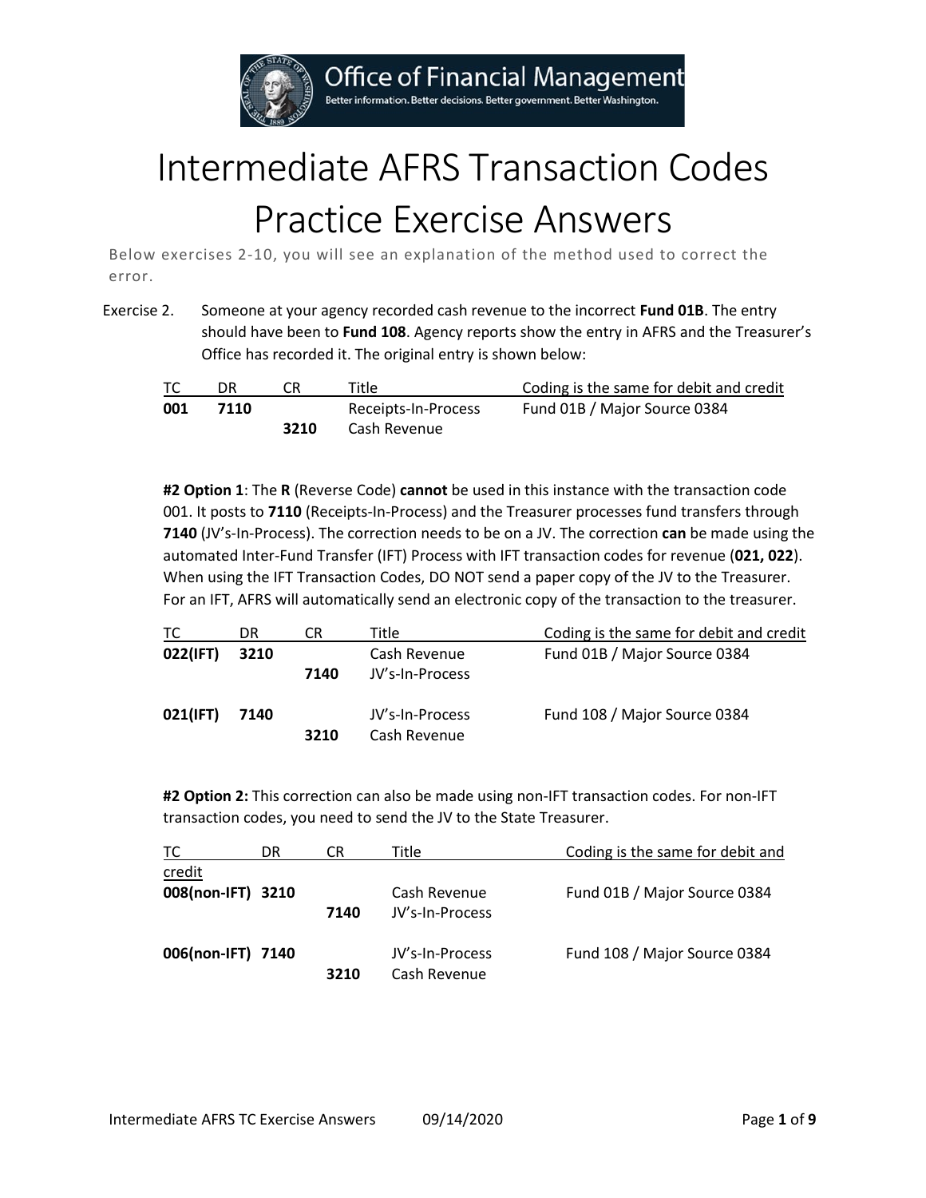# Intermediate AFRS Transaction Codes Practice Exercise Answers

Below exercises 2-10, you will see an explanation of the method used to correct the error.

Exercise 2. Someone at your agency recorded cash revenue to the incorrect **Fund 01B**. The entry should have been to **Fund 108**. Agency reports show the entry in AFRS and the Treasurer's Office has recorded it. The original entry is shown below:

| TC | DR | CR | Title | Coding is the same for debit and credit |
|---|---|---|---|---|
| **001** | **7110** | | Receipts-In-Process | Fund 01B / Major Source 0384 |
| | | **3210** | Cash Revenue | |

**#2 Option 1**: The **R** (Reverse Code) **cannot** be used in this instance with the transaction code 001. It posts to **7110** (Receipts-In-Process) and the Treasurer processes fund transfers through **7140** (JV's-In-Process). The correction needs to be on a JV. The correction **can** be made using the automated Inter-Fund Transfer (IFT) Process with IFT transaction codes for revenue (**021, 022**). When using the IFT Transaction Codes, DO NOT send a paper copy of the JV to the Treasurer. For an IFT, AFRS will automatically send an electronic copy of the transaction to the treasurer.

| TC | DR | CR | Title | Coding is the same for debit and credit |
|---|---|---|---|---|
| **022(IFT)** | **3210** | | Cash Revenue | Fund 01B / Major Source 0384 |
| | | **7140** | JV's-In-Process | |
| **021(IFT)** | **7140** | | JV's-In-Process | Fund 108 / Major Source 0384 |
| | | **3210** | Cash Revenue | |

**#2 Option 2:** This correction can also be made using non-IFT transaction codes. For non-IFT transaction codes, you need to send the JV to the State Treasurer.

| TC | DR | CR | Title | Coding is the same for debit and credit |
|---|---|---|---|---|
| **008(non-IFT)** | **3210** | | Cash Revenue | Fund 01B / Major Source 0384 |
| | | **7140** | JV's-In-Process | |
| **006(non-IFT)** | **7140** | | JV's-In-Process | Fund 108 / Major Source 0384 |
| | | **3210** | Cash Revenue | |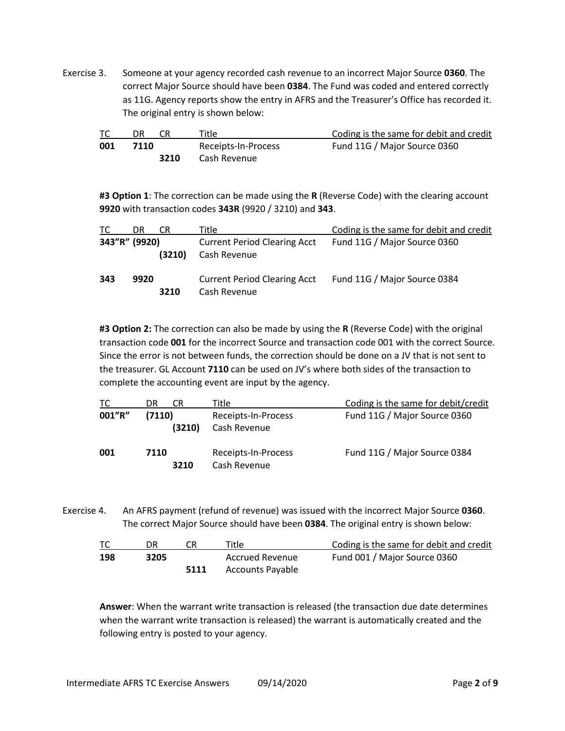Exercise 3. Someone at your agency recorded cash revenue to an incorrect Major Source **0360**. The correct Major Source should have been **0384**. The Fund was coded and entered correctly as 11G. Agency reports show the entry in AFRS and the Treasurer's Office has recorded it. The original entry is shown below:

| TC | DR | CR | Title | Coding is the same for debit and credit |
|---|---|---|---|---|
| **001** | **7110** | | Receipts-In-Process | Fund 11G / Major Source 0360 |
| | | **3210** | Cash Revenue | |

**#3 Option 1**: The correction can be made using the **R** (Reverse Code) with the clearing account **9920** with transaction codes **343R** (9920 / 3210) and **343**.

| TC | DR | CR | Title | Coding is the same for debit and credit |
|---|---|---|---|---|
| **343"R"** | **(9920)** | | Current Period Clearing Acct | Fund 11G / Major Source 0360 |
| | | **(3210)** | Cash Revenue | |
| **343** | **9920** | | Current Period Clearing Acct | Fund 11G / Major Source 0384 |
| | | **3210** | Cash Revenue | |

**#3 Option 2:** The correction can also be made by using the **R** (Reverse Code) with the original transaction code **001** for the incorrect Source and transaction code 001 with the correct Source. Since the error is not between funds, the correction should be done on a JV that is not sent to the treasurer. GL Account **7110** can be used on JV's where both sides of the transaction to complete the accounting event are input by the agency.

| TC | DR | CR | Title | Coding is the same for debit/credit |
|---|---|---|---|---|
| **001"R"** | **(7110)** | | Receipts-In-Process | Fund 11G / Major Source 0360 |
| | | **(3210)** | Cash Revenue | |
| **001** | **7110** | | Receipts-In-Process | Fund 11G / Major Source 0384 |
| | | **3210** | Cash Revenue | |

Exercise 4. An AFRS payment (refund of revenue) was issued with the incorrect Major Source **0360**. The correct Major Source should have been **0384**. The original entry is shown below:

| TC | DR | CR | Title | Coding is the same for debit and credit |
|---|---|---|---|---|
| **198** | **3205** | | Accrued Revenue | Fund 001 / Major Source 0360 |
| | | **5111** | Accounts Payable | |

**Answer**: When the warrant write transaction is released (the transaction due date determines when the warrant write transaction is released) the warrant is automatically created and the following entry is posted to your agency.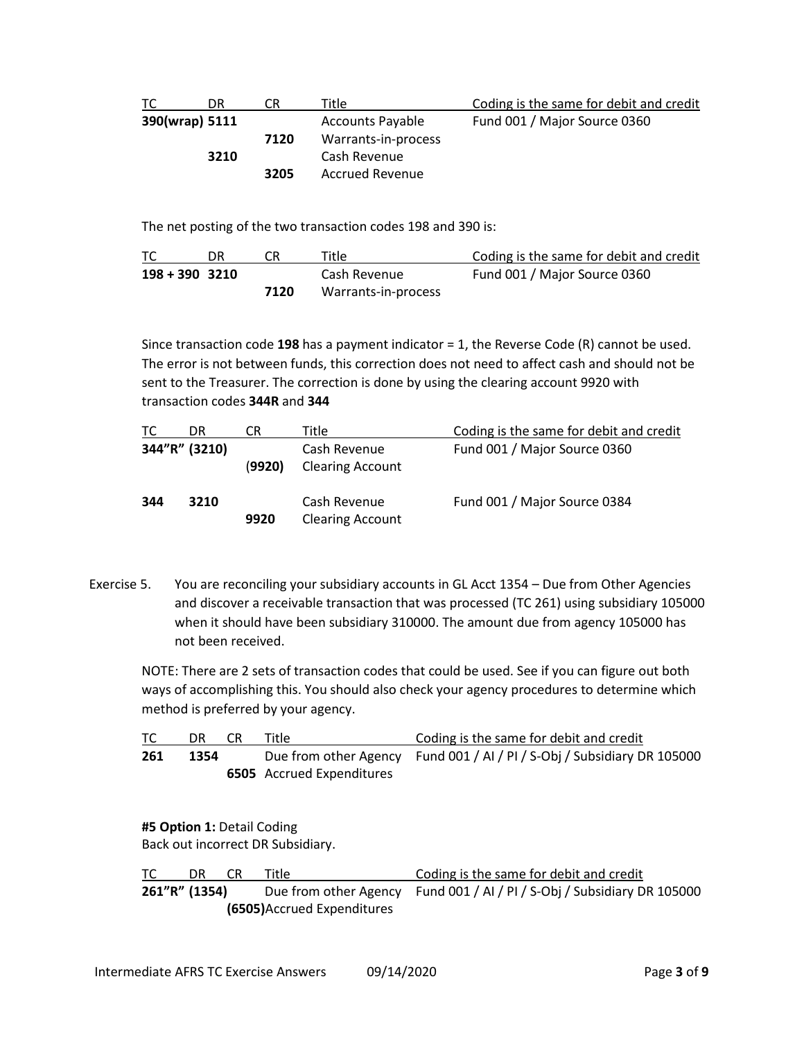| TC | DR | CR | Title | Coding is the same for debit and credit |
|---|---|---|---|---|
| **390(wrap)** | **5111** | | Accounts Payable | Fund 001 / Major Source 0360 |
| | | **7120** | Warrants-in-process | |
| | **3210** | | Cash Revenue | |
| | | **3205** | Accrued Revenue | |

The net posting of the two transaction codes 198 and 390 is:

| TC | DR | CR | Title | Coding is the same for debit and credit |
|---|---|---|---|---|
| **198 + 390** | **3210** | | Cash Revenue | Fund 001 / Major Source 0360 |
| | | **7120** | Warrants-in-process | |

Since transaction code **198** has a payment indicator = 1, the Reverse Code (R) cannot be used. The error is not between funds, this correction does not need to affect cash and should not be sent to the Treasurer. The correction is done by using the clearing account 9920 with transaction codes **344R** and **344**

| TC | DR | CR | Title | Coding is the same for debit and credit |
|---|---|---|---|---|
| **344"R"** | **(3210)** | | Cash Revenue | Fund 001 / Major Source 0360 |
| | | **(9920)** | Clearing Account | |
| **344** | **3210** | | Cash Revenue | Fund 001 / Major Source 0384 |
| | | **9920** | Clearing Account | |

Exercise 5. You are reconciling your subsidiary accounts in GL Acct 1354 – Due from Other Agencies and discover a receivable transaction that was processed (TC 261) using subsidiary 105000 when it should have been subsidiary 310000. The amount due from agency 105000 has not been received.

NOTE: There are 2 sets of transaction codes that could be used. See if you can figure out both ways of accomplishing this. You should also check your agency procedures to determine which method is preferred by your agency.

| TC | DR | CR | Title | Coding is the same for debit and credit |
|---|---|---|---|---|
| **261** | **1354** | | Due from other Agency | Fund 001 / AI / PI / S-Obj / Subsidiary DR 105000 |
| | | **6505** | Accrued Expenditures | |

**#5 Option 1:** Detail Coding
Back out incorrect DR Subsidiary.

| TC | DR | CR | Title | Coding is the same for debit and credit |
|---|---|---|---|---|
| **261"R"** | **(1354)** | | Due from other Agency | Fund 001 / AI / PI / S-Obj / Subsidiary DR 105000 |
| | | **(6505)** | Accrued Expenditures | |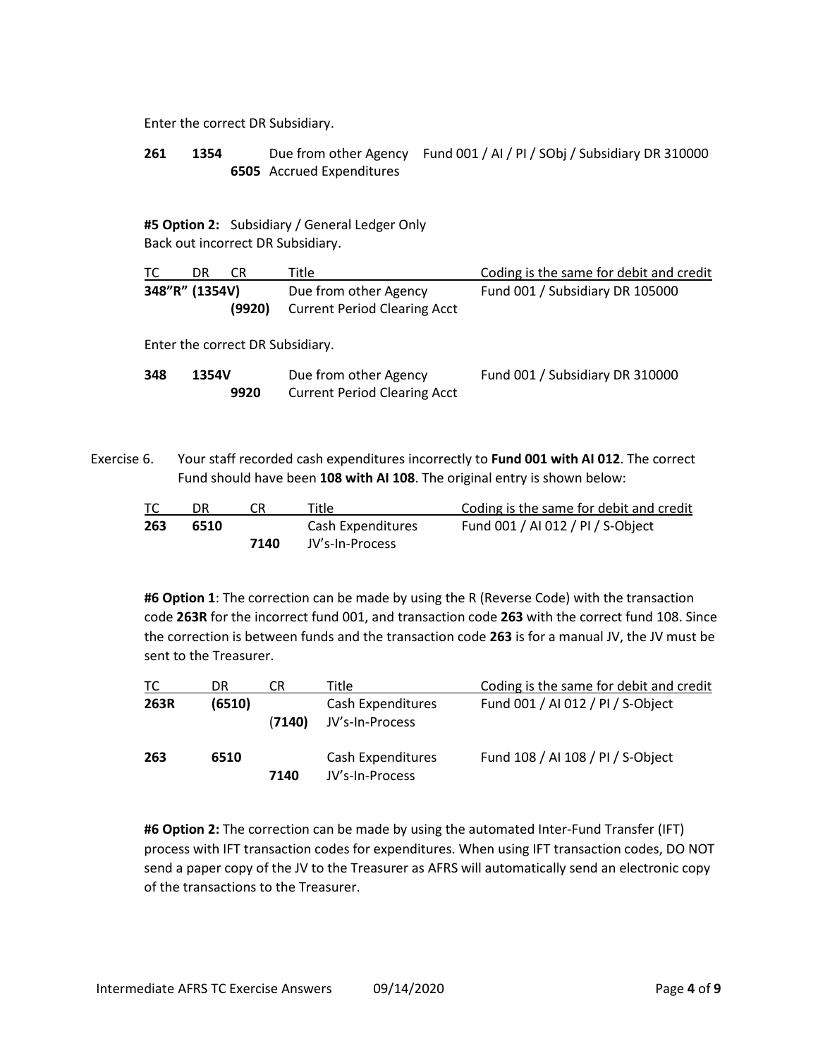Enter the correct DR Subsidiary.

| | | | | |
|---|---|---|---|---|
| **261** | **1354** | | Due from other Agency | Fund 001 / AI / PI / SObj / Subsidiary DR 310000 |
| | | **6505** | Accrued Expenditures | |

**#5 Option 2:** Subsidiary / General Ledger Only
Back out incorrect DR Subsidiary.

| TC | DR | CR | Title | Coding is the same for debit and credit |
|---|---|---|---|---|
| **348"R"** | **(1354V)** | | Due from other Agency | Fund 001 / Subsidiary DR 105000 |
| | | **(9920)** | Current Period Clearing Acct | |

Enter the correct DR Subsidiary.

| | | | | |
|---|---|---|---|---|
| **348** | **1354V** | | Due from other Agency | Fund 001 / Subsidiary DR 310000 |
| | | **9920** | Current Period Clearing Acct | |

Exercise 6. Your staff recorded cash expenditures incorrectly to **Fund 001 with AI 012**. The correct Fund should have been **108 with AI 108**. The original entry is shown below:

| TC | DR | CR | Title | Coding is the same for debit and credit |
|---|---|---|---|---|
| **263** | **6510** | | Cash Expenditures | Fund 001 / AI 012 / PI / S-Object |
| | | **7140** | JV's-In-Process | |

**#6 Option 1**: The correction can be made by using the R (Reverse Code) with the transaction code **263R** for the incorrect fund 001, and transaction code **263** with the correct fund 108. Since the correction is between funds and the transaction code **263** is for a manual JV, the JV must be sent to the Treasurer.

| TC | DR | CR | Title | Coding is the same for debit and credit |
|---|---|---|---|---|
| **263R** | **(6510)** | | Cash Expenditures | Fund 001 / AI 012 / PI / S-Object |
| | | **(7140)** | JV's-In-Process | |
| **263** | **6510** | | Cash Expenditures | Fund 108 / AI 108 / PI / S-Object |
| | | **7140** | JV's-In-Process | |

**#6 Option 2:** The correction can be made by using the automated Inter-Fund Transfer (IFT) process with IFT transaction codes for expenditures. When using IFT transaction codes, DO NOT send a paper copy of the JV to the Treasurer as AFRS will automatically send an electronic copy of the transactions to the Treasurer.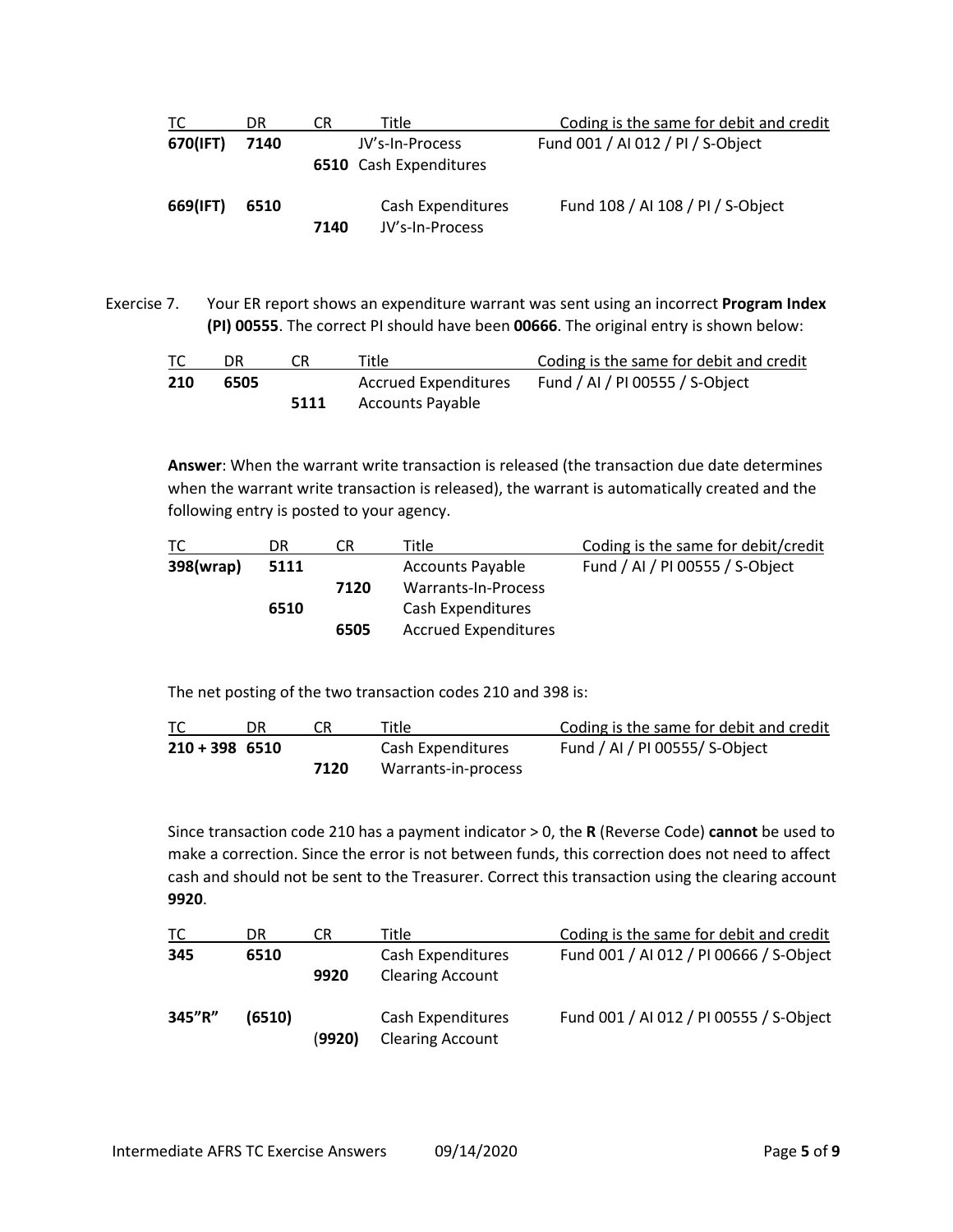| TC | DR | CR | Title | Coding is the same for debit and credit |
|---|---|---|---|---|
| **670(IFT)** | **7140** | | JV's-In-Process | Fund 001 / AI 012 / PI / S-Object |
| | | **6510** | Cash Expenditures | |
| **669(IFT)** | **6510** | | Cash Expenditures | Fund 108 / AI 108 / PI / S-Object |
| | | **7140** | JV's-In-Process | |

Exercise 7. Your ER report shows an expenditure warrant was sent using an incorrect **Program Index (PI) 00555**. The correct PI should have been **00666**. The original entry is shown below:

| TC | DR | CR | Title | Coding is the same for debit and credit |
|---|---|---|---|---|
| **210** | **6505** | | Accrued Expenditures | Fund / AI / PI 00555 / S-Object |
| | | **5111** | Accounts Payable | |

**Answer**: When the warrant write transaction is released (the transaction due date determines when the warrant write transaction is released), the warrant is automatically created and the following entry is posted to your agency.

| TC | DR | CR | Title | Coding is the same for debit/credit |
|---|---|---|---|---|
| **398(wrap)** | **5111** | | Accounts Payable | Fund / AI / PI 00555 / S-Object |
| | | **7120** | Warrants-In-Process | |
| | **6510** | | Cash Expenditures | |
| | | **6505** | Accrued Expenditures | |

The net posting of the two transaction codes 210 and 398 is:

| TC | DR | CR | Title | Coding is the same for debit and credit |
|---|---|---|---|---|
| **210 + 398** | **6510** | | Cash Expenditures | Fund / AI / PI 00555/ S-Object |
| | | **7120** | Warrants-in-process | |

Since transaction code 210 has a payment indicator > 0, the **R** (Reverse Code) **cannot** be used to make a correction. Since the error is not between funds, this correction does not need to affect cash and should not be sent to the Treasurer. Correct this transaction using the clearing account **9920**.

| TC | DR | CR | Title | Coding is the same for debit and credit |
|---|---|---|---|---|
| **345** | **6510** | | Cash Expenditures | Fund 001 / AI 012 / PI 00666 / S-Object |
| | | **9920** | Clearing Account | |
| **345"R"** | **(6510)** | | Cash Expenditures | Fund 001 / AI 012 / PI 00555 / S-Object |
| | | **(9920)** | Clearing Account | |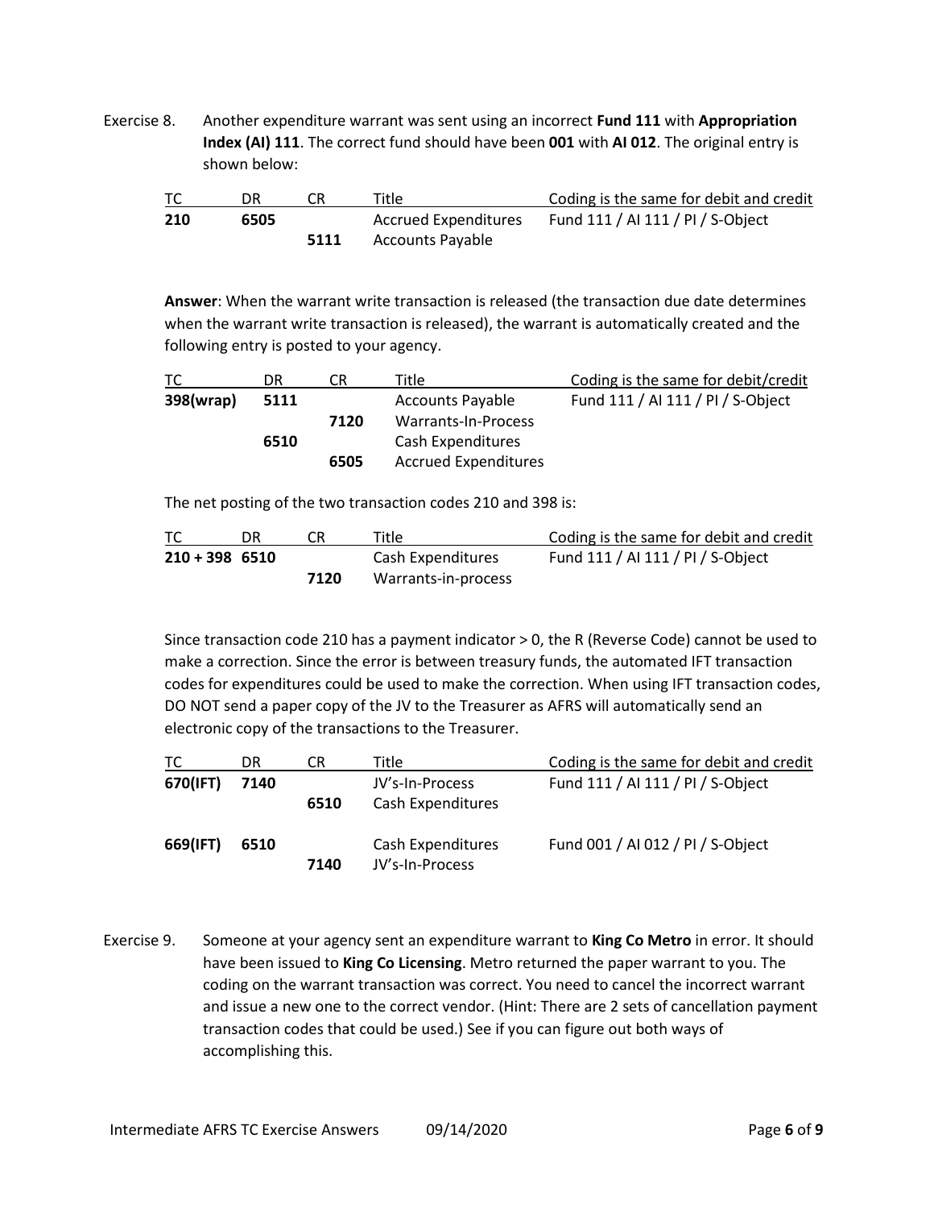Exercise 8. Another expenditure warrant was sent using an incorrect **Fund 111** with **Appropriation Index (AI) 111**. The correct fund should have been **001** with **AI 012**. The original entry is shown below:

| TC | DR | CR | Title | Coding is the same for debit and credit |
|---|---|---|---|---|
| **210** | **6505** | | Accrued Expenditures | Fund 111 / AI 111 / PI / S-Object |
| | | **5111** | Accounts Payable | |

**Answer**: When the warrant write transaction is released (the transaction due date determines when the warrant write transaction is released), the warrant is automatically created and the following entry is posted to your agency.

| TC | DR | CR | Title | Coding is the same for debit/credit |
|---|---|---|---|---|
| **398(wrap)** | **5111** | | Accounts Payable | Fund 111 / AI 111 / PI / S-Object |
| | | **7120** | Warrants-In-Process | |
| | **6510** | | Cash Expenditures | |
| | | **6505** | Accrued Expenditures | |

The net posting of the two transaction codes 210 and 398 is:

| TC | DR | CR | Title | Coding is the same for debit and credit |
|---|---|---|---|---|
| **210 + 398** | **6510** | | Cash Expenditures | Fund 111 / AI 111 / PI / S-Object |
| | | **7120** | Warrants-in-process | |

Since transaction code 210 has a payment indicator > 0, the R (Reverse Code) cannot be used to make a correction. Since the error is between treasury funds, the automated IFT transaction codes for expenditures could be used to make the correction. When using IFT transaction codes, DO NOT send a paper copy of the JV to the Treasurer as AFRS will automatically send an electronic copy of the transactions to the Treasurer.

| TC | DR | CR | Title | Coding is the same for debit and credit |
|---|---|---|---|---|
| **670(IFT)** | **7140** | | JV's-In-Process | Fund 111 / AI 111 / PI / S-Object |
| | | **6510** | Cash Expenditures | |
| **669(IFT)** | **6510** | | Cash Expenditures | Fund 001 / AI 012 / PI / S-Object |
| | | **7140** | JV's-In-Process | |

Exercise 9. Someone at your agency sent an expenditure warrant to **King Co Metro** in error. It should have been issued to **King Co Licensing**. Metro returned the paper warrant to you. The coding on the warrant transaction was correct. You need to cancel the incorrect warrant and issue a new one to the correct vendor. (Hint: There are 2 sets of cancellation payment transaction codes that could be used.) See if you can figure out both ways of accomplishing this.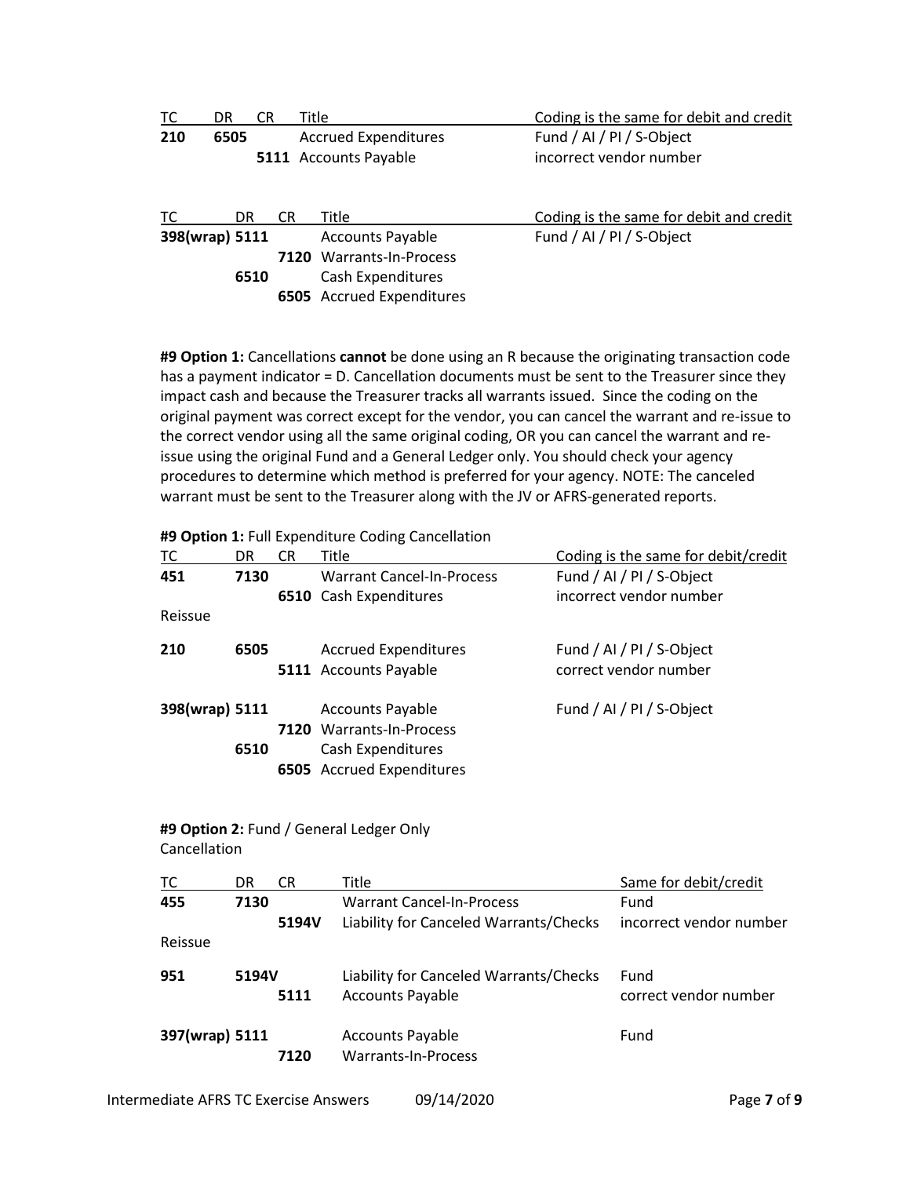| TC | DR | CR | Title | Coding is the same for debit and credit |
|---|---|---|---|---|
| **210** | **6505** | | Accrued Expenditures | Fund / AI / PI / S-Object |
| | | **5111** | Accounts Payable | incorrect vendor number |

| TC | DR | CR | Title | Coding is the same for debit and credit |
|---|---|---|---|---|
| **398(wrap)** | **5111** | | Accounts Payable | Fund / AI / PI / S-Object |
| | | **7120** | Warrants-In-Process | |
| | **6510** | | Cash Expenditures | |
| | | **6505** | Accrued Expenditures | |

**#9 Option 1:** Cancellations **cannot** be done using an R because the originating transaction code has a payment indicator = D. Cancellation documents must be sent to the Treasurer since they impact cash and because the Treasurer tracks all warrants issued. Since the coding on the original payment was correct except for the vendor, you can cancel the warrant and re-issue to the correct vendor using all the same original coding, OR you can cancel the warrant and re-issue using the original Fund and a General Ledger only. You should check your agency procedures to determine which method is preferred for your agency. NOTE: The canceled warrant must be sent to the Treasurer along with the JV or AFRS-generated reports.

**#9 Option 1:** Full Expenditure Coding Cancellation

| TC | DR | CR | Title | Coding is the same for debit/credit |
|---|---|---|---|---|
| **451** | **7130** | | Warrant Cancel-In-Process | Fund / AI / PI / S-Object |
| | | **6510** | Cash Expenditures | incorrect vendor number |
| Reissue | | | | |
| **210** | **6505** | | Accrued Expenditures | Fund / AI / PI / S-Object |
| | | **5111** | Accounts Payable | correct vendor number |
| **398(wrap)** | **5111** | | Accounts Payable | Fund / AI / PI / S-Object |
| | | **7120** | Warrants-In-Process | |
| | **6510** | | Cash Expenditures | |
| | | **6505** | Accrued Expenditures | |

**#9 Option 2:** Fund / General Ledger Only Cancellation

| TC | DR | CR | Title | Same for debit/credit |
|---|---|---|---|---|
| **455** | **7130** | | Warrant Cancel-In-Process | Fund |
| | | **5194V** | Liability for Canceled Warrants/Checks | incorrect vendor number |
| Reissue | | | | |
| **951** | **5194V** | | Liability for Canceled Warrants/Checks | Fund |
| | | **5111** | Accounts Payable | correct vendor number |
| **397(wrap)** | **5111** | | Accounts Payable | Fund |
| | | **7120** | Warrants-In-Process | |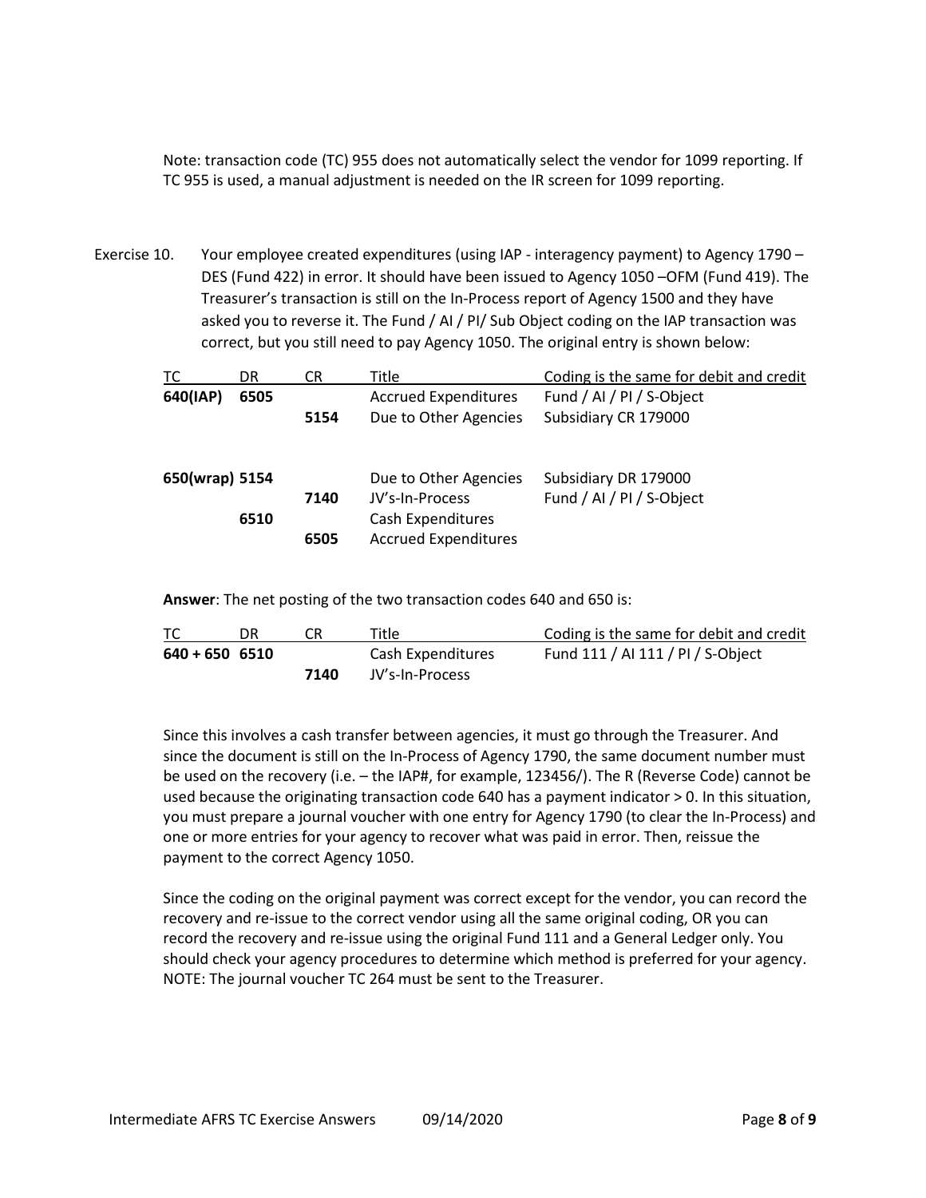Note: transaction code (TC) 955 does not automatically select the vendor for 1099 reporting. If TC 955 is used, a manual adjustment is needed on the IR screen for 1099 reporting.

Exercise 10. Your employee created expenditures (using IAP - interagency payment) to Agency 1790 – DES (Fund 422) in error. It should have been issued to Agency 1050 –OFM (Fund 419). The Treasurer's transaction is still on the In-Process report of Agency 1500 and they have asked you to reverse it. The Fund / AI / PI/ Sub Object coding on the IAP transaction was correct, but you still need to pay Agency 1050. The original entry is shown below:

| TC | DR | CR | Title | Coding is the same for debit and credit |
|---|---|---|---|---|
| **640(IAP)** | **6505** | | Accrued Expenditures | Fund / AI / PI / S-Object |
| | | **5154** | Due to Other Agencies | Subsidiary CR 179000 |
| | | | | |
| **650(wrap)** | **5154** | | Due to Other Agencies | Subsidiary DR 179000 |
| | | **7140** | JV's-In-Process | Fund / AI / PI / S-Object |
| | **6510** | | Cash Expenditures | |
| | | **6505** | Accrued Expenditures | |

**Answer**: The net posting of the two transaction codes 640 and 650 is:

| TC | DR | CR | Title | Coding is the same for debit and credit |
|---|---|---|---|---|
| **640 + 650** | **6510** | | Cash Expenditures | Fund 111 / AI 111 / PI / S-Object |
| | | **7140** | JV's-In-Process | |

Since this involves a cash transfer between agencies, it must go through the Treasurer. And since the document is still on the In-Process of Agency 1790, the same document number must be used on the recovery (i.e. – the IAP#, for example, 123456/). The R (Reverse Code) cannot be used because the originating transaction code 640 has a payment indicator > 0. In this situation, you must prepare a journal voucher with one entry for Agency 1790 (to clear the In-Process) and one or more entries for your agency to recover what was paid in error. Then, reissue the payment to the correct Agency 1050.

Since the coding on the original payment was correct except for the vendor, you can record the recovery and re-issue to the correct vendor using all the same original coding, OR you can record the recovery and re-issue using the original Fund 111 and a General Ledger only. You should check your agency procedures to determine which method is preferred for your agency. NOTE: The journal voucher TC 264 must be sent to the Treasurer.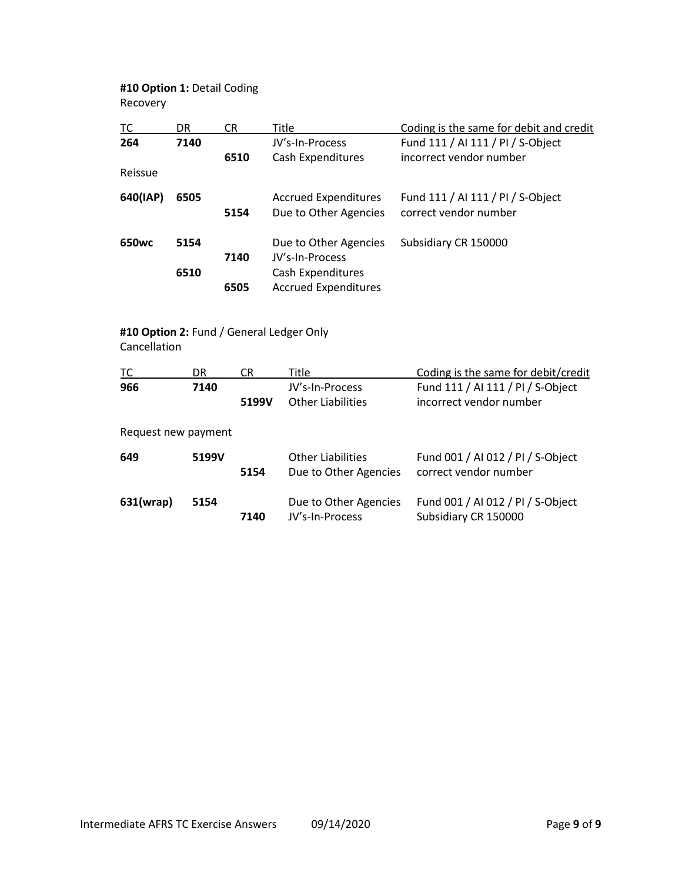**#10 Option 1:** Detail Coding

Recovery

| TC | DR | CR | Title | Coding is the same for debit and credit |
|---|---|---|---|---|
| **264** | **7140** | | JV's-In-Process | Fund 111 / AI 111 / PI / S-Object |
| | | **6510** | Cash Expenditures | incorrect vendor number |

Reissue

| TC | DR | CR | Title | Coding is the same for debit and credit |
|---|---|---|---|---|
| **640(IAP)** | **6505** | | Accrued Expenditures | Fund 111 / AI 111 / PI / S-Object |
| | | **5154** | Due to Other Agencies | correct vendor number |
| **650wc** | **5154** | | Due to Other Agencies | Subsidiary CR 150000 |
| | | **7140** | JV's-In-Process | |
| | **6510** | | Cash Expenditures | |
| | | **6505** | Accrued Expenditures | |

**#10 Option 2:** Fund / General Ledger Only

Cancellation

| TC | DR | CR | Title | Coding is the same for debit/credit |
|---|---|---|---|---|
| **966** | **7140** | | JV's-In-Process | Fund 111 / AI 111 / PI / S-Object |
| | | **5199V** | Other Liabilities | incorrect vendor number |

Request new payment

| TC | DR | CR | Title | Coding is the same for debit/credit |
|---|---|---|---|---|
| **649** | **5199V** | | Other Liabilities | Fund 001 / AI 012 / PI / S-Object |
| | | **5154** | Due to Other Agencies | correct vendor number |
| **631(wrap)** | **5154** | | Due to Other Agencies | Fund 001 / AI 012 / PI / S-Object |
| | | **7140** | JV's-In-Process | Subsidiary CR 150000 |